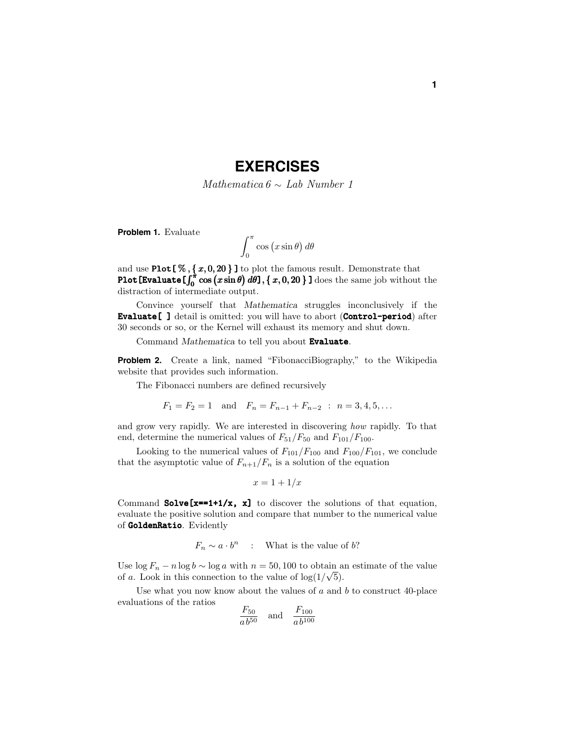# EXERCISES

*Mathematica 6 ∼ Lab Number 1*

**Problem 1.** Evaluate

$$\int_0^\pi \cos\big(x \sin\theta\big)\, d\theta$$

and use **Plot[ % , { $x$, 0, 20 } ]** to plot the famous result. Demonstrate that **Plot[Evaluate[$\int_0^\pi \cos\big(x \sin\theta\big)\, d\theta$], { $x$, 0, 20 } ]** does the same job without the distraction of intermediate output.

Convince yourself that *Mathematica* struggles inconclusively if the **Evaluate[ ]** detail is omitted: you will have to abort (**Control-period**) after 30 seconds or so, or the Kernel will exhaust its memory and shut down.

Command *Mathematica* to tell you about **Evaluate**.

**Problem 2.** Create a link, named "FibonacciBiography," to the Wikipedia website that provides such information.

The Fibonacci numbers are defined recursively

$$F_1 = F_2 = 1 \quad \text{and} \quad F_n = F_{n-1} + F_{n-2} \; : \; n = 3, 4, 5, \ldots$$

and grow very rapidly. We are interested in discovering *how* rapidly. To that end, determine the numerical values of $F_{51}/F_{50}$ and $F_{101}/F_{100}$.

Looking to the numerical values of $F_{101}/F_{100}$ and $F_{100}/F_{101}$, we conclude that the asymptotic value of $F_{n+1}/F_n$ is a solution of the equation

$$x = 1 + 1/x$$

Command **Solve[x==1+1/x, x]** to discover the solutions of that equation, evaluate the positive solution and compare that number to the numerical value of **GoldenRatio**. Evidently

$$F_n \sim a \cdot b^n \quad : \quad \text{What is the value of } b?$$

Use $\log F_n - n \log b \sim \log a$ with $n = 50, 100$ to obtain an estimate of the value of $a$. Look in this connection to the value of $\log(1/\sqrt{5})$.

Use what you now know about the values of $a$ and $b$ to construct 40-place evaluations of the ratios

$$\frac{F_{50}}{a\, b^{50}} \quad \text{and} \quad \frac{F_{100}}{a\, b^{100}}$$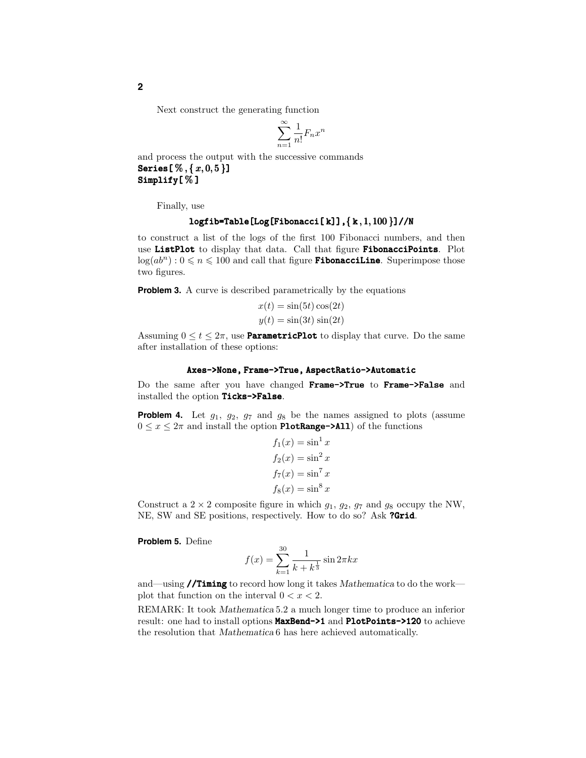Next construct the generating function

$$\sum_{n=1}^{\infty} \frac{1}{n!} F_n x^n$$

and process the output with the successive commands

**Series[%,{x,0,5}]**
**Simplify[%]**

Finally, use

```
logfib=Table[Log[Fibonacci[k]],{k,1,100}]//N
```

to construct a list of the logs of the first 100 Fibonacci numbers, and then use **ListPlot** to display that data. Call that figure **FibonacciPoints**. Plot $\log(ab^n) : 0 \leqslant n \leqslant 100$ and call that figure **FibonacciLine**. Superimpose those two figures.

**Problem 3.** A curve is described parametrically by the equations

$$x(t) = \sin(5t)\cos(2t)$$
$$y(t) = \sin(3t)\sin(2t)$$

Assuming $0 \leq t \leq 2\pi$, use **ParametricPlot** to display that curve. Do the same after installation of these options:

```
Axes->None, Frame->True, AspectRatio->Automatic
```

Do the same after you have changed **Frame->True** to **Frame->False** and installed the option **Ticks->False**.

**Problem 4.** Let $g_1$, $g_2$, $g_7$ and $g_8$ be the names assigned to plots (assume $0 \leq x \leq 2\pi$ and install the option **PlotRange->All**) of the functions

$$f_1(x) = \sin^1 x$$
$$f_2(x) = \sin^2 x$$
$$f_7(x) = \sin^7 x$$
$$f_8(x) = \sin^8 x$$

Construct a $2 \times 2$ composite figure in which $g_1$, $g_2$, $g_7$ and $g_8$ occupy the NW, NE, SW and SE positions, respectively. How to do so? Ask **?Grid**.

**Problem 5.** Define

$$f(x) = \sum_{k=1}^{30} \frac{1}{k + k^{\frac{1}{3}}} \sin 2\pi k x$$

and—using **//Timing** to record how long it takes *Mathematica* to do the work—plot that function on the interval $0 < x < 2$.

REMARK: It took *Mathematica* 5.2 a much longer time to produce an inferior result: one had to install options **MaxBend->1** and **PlotPoints->120** to achieve the resolution that *Mathematica* 6 has here achieved automatically.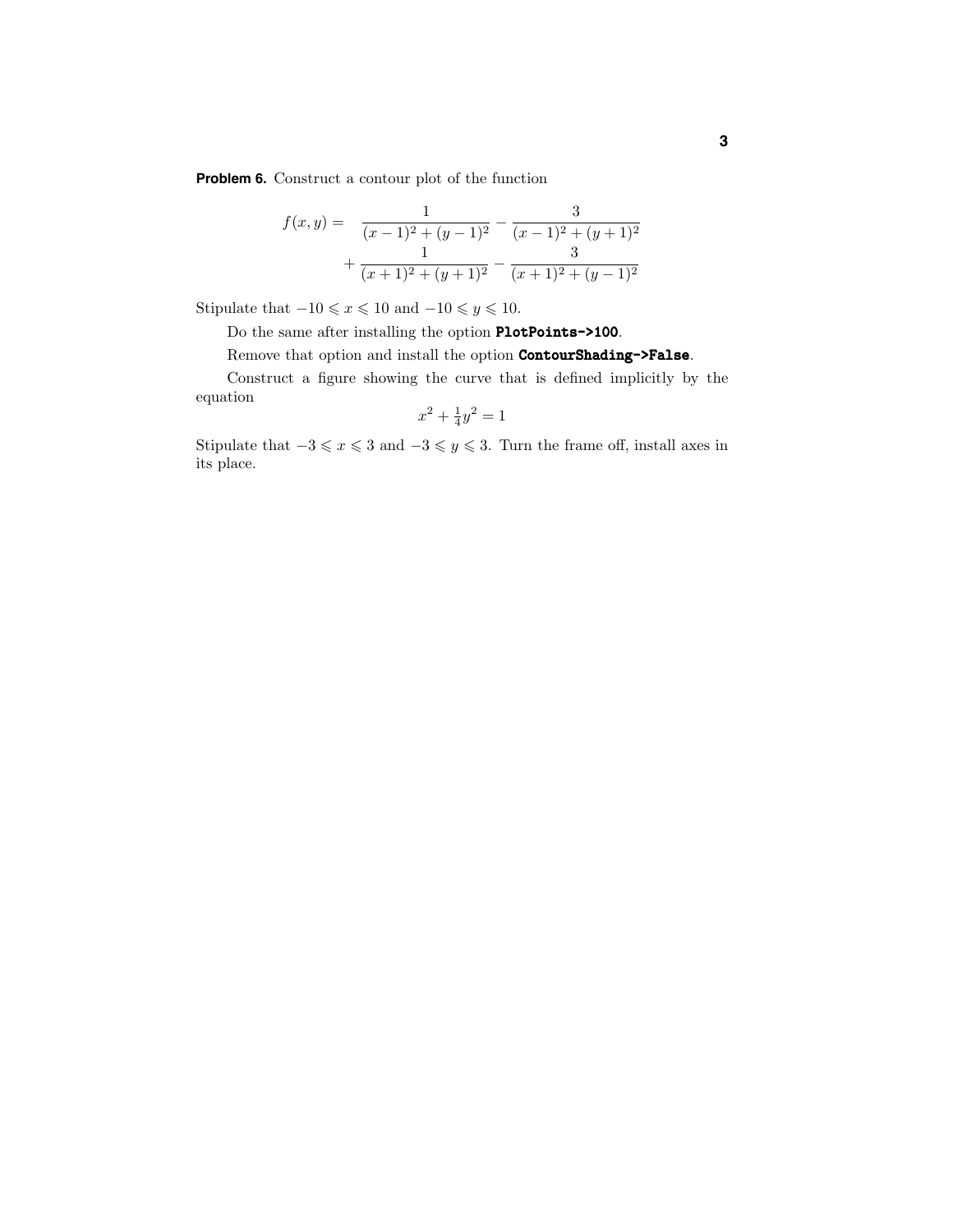**Problem 6.** Construct a contour plot of the function

$$
\begin{aligned}
f(x,y) = &\quad \frac{1}{(x-1)^2+(y-1)^2} - \frac{3}{(x-1)^2+(y+1)^2} \\
&+ \frac{1}{(x+1)^2+(y+1)^2} - \frac{3}{(x+1)^2+(y-1)^2}
\end{aligned}
$$

Stipulate that $-10 \leqslant x \leqslant 10$ and $-10 \leqslant y \leqslant 10$.

Do the same after installing the option **PlotPoints->100**.

Remove that option and install the option **ContourShading->False**.

Construct a figure showing the curve that is defined implicitly by the equation

$$
x^2 + \tfrac{1}{4}y^2 = 1
$$

Stipulate that $-3 \leqslant x \leqslant 3$ and $-3 \leqslant y \leqslant 3$. Turn the frame off, install axes in its place.